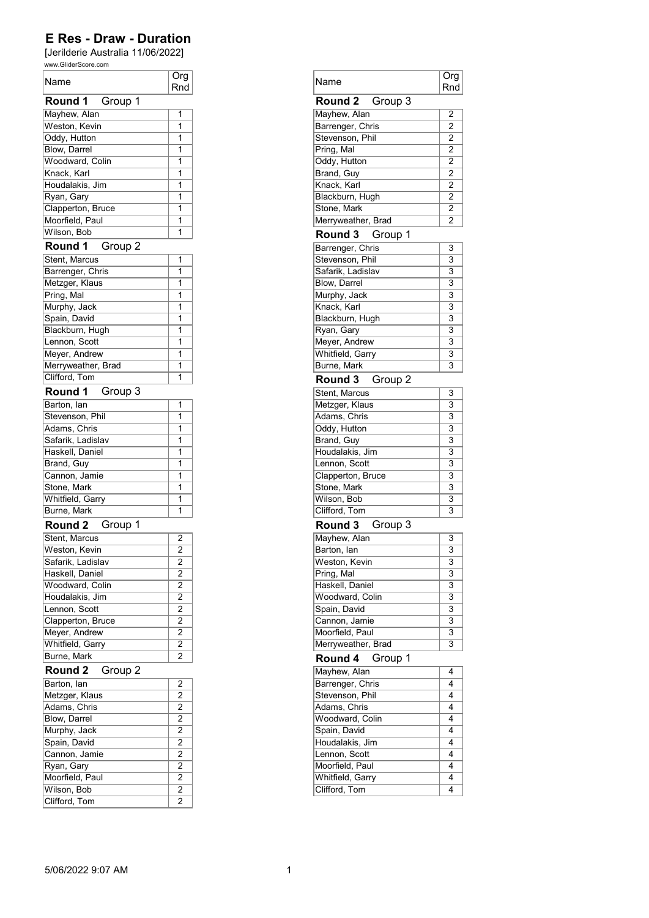# E Res - Draw - Duration

[Jerilderie Australia 11/06/2022]

www.GliderScore.com

| Name | Org Rnd |
|---|---|
| **Round 1** Group 1 | |
| Mayhew, Alan | 1 |
| Weston, Kevin | 1 |
| Oddy, Hutton | 1 |
| Blow, Darrel | 1 |
| Woodward, Colin | 1 |
| Knack, Karl | 1 |
| Houdalakis, Jim | 1 |
| Ryan, Gary | 1 |
| Clapperton, Bruce | 1 |
| Moorfield, Paul | 1 |
| Wilson, Bob | 1 |
| **Round 1** Group 2 | |
| Stent, Marcus | 1 |
| Barrenger, Chris | 1 |
| Metzger, Klaus | 1 |
| Pring, Mal | 1 |
| Murphy, Jack | 1 |
| Spain, David | 1 |
| Blackburn, Hugh | 1 |
| Lennon, Scott | 1 |
| Meyer, Andrew | 1 |
| Merryweather, Brad | 1 |
| Clifford, Tom | 1 |
| **Round 1** Group 3 | |
| Barton, Ian | 1 |
| Stevenson, Phil | 1 |
| Adams, Chris | 1 |
| Safarik, Ladislav | 1 |
| Haskell, Daniel | 1 |
| Brand, Guy | 1 |
| Cannon, Jamie | 1 |
| Stone, Mark | 1 |
| Whitfield, Garry | 1 |
| Burne, Mark | 1 |
| **Round 2** Group 1 | |
| Stent, Marcus | 2 |
| Weston, Kevin | 2 |
| Safarik, Ladislav | 2 |
| Haskell, Daniel | 2 |
| Woodward, Colin | 2 |
| Houdalakis, Jim | 2 |
| Lennon, Scott | 2 |
| Clapperton, Bruce | 2 |
| Meyer, Andrew | 2 |
| Whitfield, Garry | 2 |
| Burne, Mark | 2 |
| **Round 2** Group 2 | |
| Barton, Ian | 2 |
| Metzger, Klaus | 2 |
| Adams, Chris | 2 |
| Blow, Darrel | 2 |
| Murphy, Jack | 2 |
| Spain, David | 2 |
| Cannon, Jamie | 2 |
| Ryan, Gary | 2 |
| Moorfield, Paul | 2 |
| Wilson, Bob | 2 |
| Clifford, Tom | 2 |

| Name | Org Rnd |
|---|---|
| **Round 2** Group 3 | |
| Mayhew, Alan | 2 |
| Barrenger, Chris | 2 |
| Stevenson, Phil | 2 |
| Pring, Mal | 2 |
| Oddy, Hutton | 2 |
| Brand, Guy | 2 |
| Knack, Karl | 2 |
| Blackburn, Hugh | 2 |
| Stone, Mark | 2 |
| Merryweather, Brad | 2 |
| **Round 3** Group 1 | |
| Barrenger, Chris | 3 |
| Stevenson, Phil | 3 |
| Safarik, Ladislav | 3 |
| Blow, Darrel | 3 |
| Murphy, Jack | 3 |
| Knack, Karl | 3 |
| Blackburn, Hugh | 3 |
| Ryan, Gary | 3 |
| Meyer, Andrew | 3 |
| Whitfield, Garry | 3 |
| Burne, Mark | 3 |
| **Round 3** Group 2 | |
| Stent, Marcus | 3 |
| Metzger, Klaus | 3 |
| Adams, Chris | 3 |
| Oddy, Hutton | 3 |
| Brand, Guy | 3 |
| Houdalakis, Jim | 3 |
| Lennon, Scott | 3 |
| Clapperton, Bruce | 3 |
| Stone, Mark | 3 |
| Wilson, Bob | 3 |
| Clifford, Tom | 3 |
| **Round 3** Group 3 | |
| Mayhew, Alan | 3 |
| Barton, Ian | 3 |
| Weston, Kevin | 3 |
| Pring, Mal | 3 |
| Haskell, Daniel | 3 |
| Woodward, Colin | 3 |
| Spain, David | 3 |
| Cannon, Jamie | 3 |
| Moorfield, Paul | 3 |
| Merryweather, Brad | 3 |
| **Round 4** Group 1 | |
| Mayhew, Alan | 4 |
| Barrenger, Chris | 4 |
| Stevenson, Phil | 4 |
| Adams, Chris | 4 |
| Woodward, Colin | 4 |
| Spain, David | 4 |
| Houdalakis, Jim | 4 |
| Lennon, Scott | 4 |
| Moorfield, Paul | 4 |
| Whitfield, Garry | 4 |
| Clifford, Tom | 4 |

5/06/2022 9:07 AM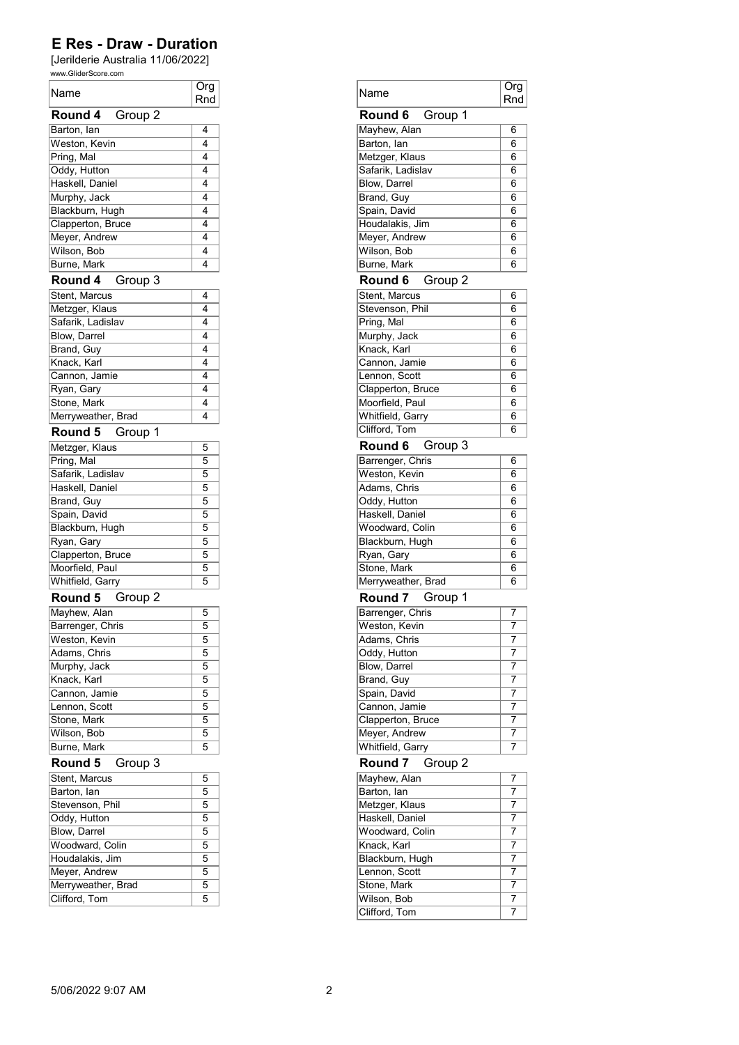# E Res - Draw - Duration

[Jerilderie Australia 11/06/2022]

www.GliderScore.com

### Round 4 Group 2

| Name | Org Rnd |
|---|---|
| Barton, Ian | 4 |
| Weston, Kevin | 4 |
| Pring, Mal | 4 |
| Oddy, Hutton | 4 |
| Haskell, Daniel | 4 |
| Murphy, Jack | 4 |
| Blackburn, Hugh | 4 |
| Clapperton, Bruce | 4 |
| Meyer, Andrew | 4 |
| Wilson, Bob | 4 |
| Burne, Mark | 4 |

### Round 4 Group 3

| Name | Org Rnd |
|---|---|
| Stent, Marcus | 4 |
| Metzger, Klaus | 4 |
| Safarik, Ladislav | 4 |
| Blow, Darrel | 4 |
| Brand, Guy | 4 |
| Knack, Karl | 4 |
| Cannon, Jamie | 4 |
| Ryan, Gary | 4 |
| Stone, Mark | 4 |
| Merryweather, Brad | 4 |

### Round 5 Group 1

| Name | Org Rnd |
|---|---|
| Metzger, Klaus | 5 |
| Pring, Mal | 5 |
| Safarik, Ladislav | 5 |
| Haskell, Daniel | 5 |
| Brand, Guy | 5 |
| Spain, David | 5 |
| Blackburn, Hugh | 5 |
| Ryan, Gary | 5 |
| Clapperton, Bruce | 5 |
| Moorfield, Paul | 5 |
| Whitfield, Garry | 5 |

### Round 5 Group 2

| Name | Org Rnd |
|---|---|
| Mayhew, Alan | 5 |
| Barrenger, Chris | 5 |
| Weston, Kevin | 5 |
| Adams, Chris | 5 |
| Murphy, Jack | 5 |
| Knack, Karl | 5 |
| Cannon, Jamie | 5 |
| Lennon, Scott | 5 |
| Stone, Mark | 5 |
| Wilson, Bob | 5 |
| Burne, Mark | 5 |

### Round 5 Group 3

| Name | Org Rnd |
|---|---|
| Stent, Marcus | 5 |
| Barton, Ian | 5 |
| Stevenson, Phil | 5 |
| Oddy, Hutton | 5 |
| Blow, Darrel | 5 |
| Woodward, Colin | 5 |
| Houdalakis, Jim | 5 |
| Meyer, Andrew | 5 |
| Merryweather, Brad | 5 |
| Clifford, Tom | 5 |

### Round 6 Group 1

| Name | Org Rnd |
|---|---|
| Mayhew, Alan | 6 |
| Barton, Ian | 6 |
| Metzger, Klaus | 6 |
| Safarik, Ladislav | 6 |
| Blow, Darrel | 6 |
| Brand, Guy | 6 |
| Spain, David | 6 |
| Houdalakis, Jim | 6 |
| Meyer, Andrew | 6 |
| Wilson, Bob | 6 |
| Burne, Mark | 6 |

### Round 6 Group 2

| Name | Org Rnd |
|---|---|
| Stent, Marcus | 6 |
| Stevenson, Phil | 6 |
| Pring, Mal | 6 |
| Murphy, Jack | 6 |
| Knack, Karl | 6 |
| Cannon, Jamie | 6 |
| Lennon, Scott | 6 |
| Clapperton, Bruce | 6 |
| Moorfield, Paul | 6 |
| Whitfield, Garry | 6 |
| Clifford, Tom | 6 |

### Round 6 Group 3

| Name | Org Rnd |
|---|---|
| Barrenger, Chris | 6 |
| Weston, Kevin | 6 |
| Adams, Chris | 6 |
| Oddy, Hutton | 6 |
| Haskell, Daniel | 6 |
| Woodward, Colin | 6 |
| Blackburn, Hugh | 6 |
| Ryan, Gary | 6 |
| Stone, Mark | 6 |
| Merryweather, Brad | 6 |

### Round 7 Group 1

| Name | Org Rnd |
|---|---|
| Barrenger, Chris | 7 |
| Weston, Kevin | 7 |
| Adams, Chris | 7 |
| Oddy, Hutton | 7 |
| Blow, Darrel | 7 |
| Brand, Guy | 7 |
| Spain, David | 7 |
| Cannon, Jamie | 7 |
| Clapperton, Bruce | 7 |
| Meyer, Andrew | 7 |
| Whitfield, Garry | 7 |

### Round 7 Group 2

| Name | Org Rnd |
|---|---|
| Mayhew, Alan | 7 |
| Barton, Ian | 7 |
| Metzger, Klaus | 7 |
| Haskell, Daniel | 7 |
| Woodward, Colin | 7 |
| Knack, Karl | 7 |
| Blackburn, Hugh | 7 |
| Lennon, Scott | 7 |
| Stone, Mark | 7 |
| Wilson, Bob | 7 |
| Clifford, Tom | 7 |

5/06/2022 9:07 AM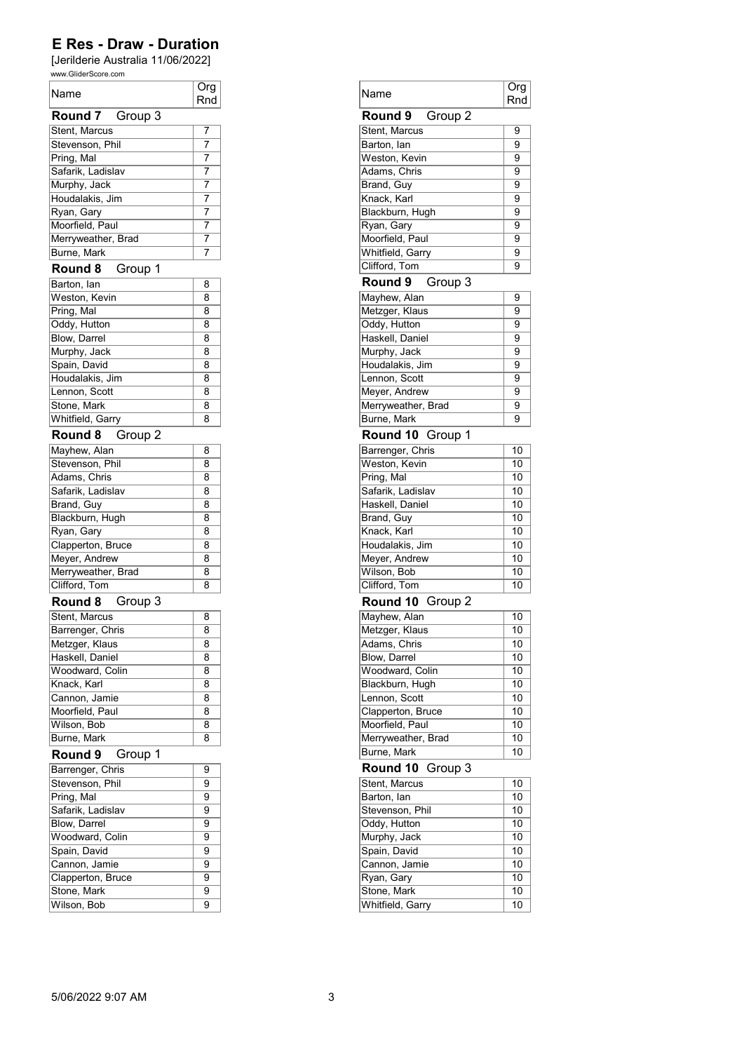# E Res - Draw - Duration

[Jerilderie Australia 11/06/2022]

www.GliderScore.com

| Name | Org Rnd |
|---|---|
| **Round 7** Group 3 | |
| Stent, Marcus | 7 |
| Stevenson, Phil | 7 |
| Pring, Mal | 7 |
| Safarik, Ladislav | 7 |
| Murphy, Jack | 7 |
| Houdalakis, Jim | 7 |
| Ryan, Gary | 7 |
| Moorfield, Paul | 7 |
| Merryweather, Brad | 7 |
| Burne, Mark | 7 |
| **Round 8** Group 1 | |
| Barton, Ian | 8 |
| Weston, Kevin | 8 |
| Pring, Mal | 8 |
| Oddy, Hutton | 8 |
| Blow, Darrel | 8 |
| Murphy, Jack | 8 |
| Spain, David | 8 |
| Houdalakis, Jim | 8 |
| Lennon, Scott | 8 |
| Stone, Mark | 8 |
| Whitfield, Garry | 8 |
| **Round 8** Group 2 | |
| Mayhew, Alan | 8 |
| Stevenson, Phil | 8 |
| Adams, Chris | 8 |
| Safarik, Ladislav | 8 |
| Brand, Guy | 8 |
| Blackburn, Hugh | 8 |
| Ryan, Gary | 8 |
| Clapperton, Bruce | 8 |
| Meyer, Andrew | 8 |
| Merryweather, Brad | 8 |
| Clifford, Tom | 8 |
| **Round 8** Group 3 | |
| Stent, Marcus | 8 |
| Barrenger, Chris | 8 |
| Metzger, Klaus | 8 |
| Haskell, Daniel | 8 |
| Woodward, Colin | 8 |
| Knack, Karl | 8 |
| Cannon, Jamie | 8 |
| Moorfield, Paul | 8 |
| Wilson, Bob | 8 |
| Burne, Mark | 8 |
| **Round 9** Group 1 | |
| Barrenger, Chris | 9 |
| Stevenson, Phil | 9 |
| Pring, Mal | 9 |
| Safarik, Ladislav | 9 |
| Blow, Darrel | 9 |
| Woodward, Colin | 9 |
| Spain, David | 9 |
| Cannon, Jamie | 9 |
| Clapperton, Bruce | 9 |
| Stone, Mark | 9 |
| Wilson, Bob | 9 |

| Name | Org Rnd |
|---|---|
| **Round 9** Group 2 | |
| Stent, Marcus | 9 |
| Barton, Ian | 9 |
| Weston, Kevin | 9 |
| Adams, Chris | 9 |
| Brand, Guy | 9 |
| Knack, Karl | 9 |
| Blackburn, Hugh | 9 |
| Ryan, Gary | 9 |
| Moorfield, Paul | 9 |
| Whitfield, Garry | 9 |
| Clifford, Tom | 9 |
| **Round 9** Group 3 | |
| Mayhew, Alan | 9 |
| Metzger, Klaus | 9 |
| Oddy, Hutton | 9 |
| Haskell, Daniel | 9 |
| Murphy, Jack | 9 |
| Houdalakis, Jim | 9 |
| Lennon, Scott | 9 |
| Meyer, Andrew | 9 |
| Merryweather, Brad | 9 |
| Burne, Mark | 9 |
| **Round 10** Group 1 | |
| Barrenger, Chris | 10 |
| Weston, Kevin | 10 |
| Pring, Mal | 10 |
| Safarik, Ladislav | 10 |
| Haskell, Daniel | 10 |
| Brand, Guy | 10 |
| Knack, Karl | 10 |
| Houdalakis, Jim | 10 |
| Meyer, Andrew | 10 |
| Wilson, Bob | 10 |
| Clifford, Tom | 10 |
| **Round 10** Group 2 | |
| Mayhew, Alan | 10 |
| Metzger, Klaus | 10 |
| Adams, Chris | 10 |
| Blow, Darrel | 10 |
| Woodward, Colin | 10 |
| Blackburn, Hugh | 10 |
| Lennon, Scott | 10 |
| Clapperton, Bruce | 10 |
| Moorfield, Paul | 10 |
| Merryweather, Brad | 10 |
| Burne, Mark | 10 |
| **Round 10** Group 3 | |
| Stent, Marcus | 10 |
| Barton, Ian | 10 |
| Stevenson, Phil | 10 |
| Oddy, Hutton | 10 |
| Murphy, Jack | 10 |
| Spain, David | 10 |
| Cannon, Jamie | 10 |
| Ryan, Gary | 10 |
| Stone, Mark | 10 |
| Whitfield, Garry | 10 |

5/06/2022 9:07 AM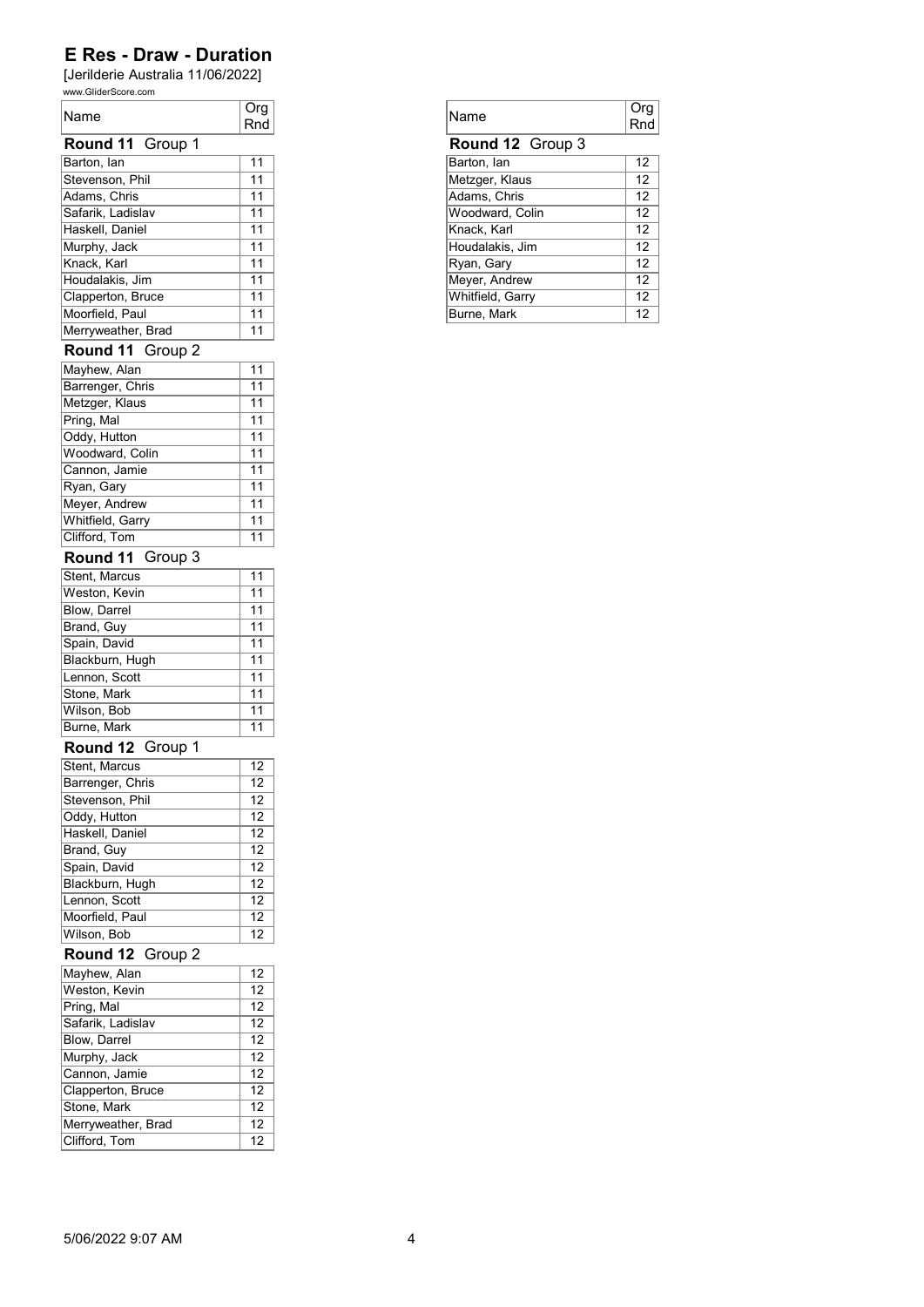# E Res - Draw - Duration

[Jerilderie Australia 11/06/2022]

www.GliderScore.com

| Name | Org Rnd |
|---|---|
| **Round 11 Group 1** | |
| Barton, Ian | 11 |
| Stevenson, Phil | 11 |
| Adams, Chris | 11 |
| Safarik, Ladislav | 11 |
| Haskell, Daniel | 11 |
| Murphy, Jack | 11 |
| Knack, Karl | 11 |
| Houdalakis, Jim | 11 |
| Clapperton, Bruce | 11 |
| Moorfield, Paul | 11 |
| Merryweather, Brad | 11 |
| **Round 11 Group 2** | |
| Mayhew, Alan | 11 |
| Barrenger, Chris | 11 |
| Metzger, Klaus | 11 |
| Pring, Mal | 11 |
| Oddy, Hutton | 11 |
| Woodward, Colin | 11 |
| Cannon, Jamie | 11 |
| Ryan, Gary | 11 |
| Meyer, Andrew | 11 |
| Whitfield, Garry | 11 |
| Clifford, Tom | 11 |
| **Round 11 Group 3** | |
| Stent, Marcus | 11 |
| Weston, Kevin | 11 |
| Blow, Darrel | 11 |
| Brand, Guy | 11 |
| Spain, David | 11 |
| Blackburn, Hugh | 11 |
| Lennon, Scott | 11 |
| Stone, Mark | 11 |
| Wilson, Bob | 11 |
| Burne, Mark | 11 |
| **Round 12 Group 1** | |
| Stent, Marcus | 12 |
| Barrenger, Chris | 12 |
| Stevenson, Phil | 12 |
| Oddy, Hutton | 12 |
| Haskell, Daniel | 12 |
| Brand, Guy | 12 |
| Spain, David | 12 |
| Blackburn, Hugh | 12 |
| Lennon, Scott | 12 |
| Moorfield, Paul | 12 |
| Wilson, Bob | 12 |
| **Round 12 Group 2** | |
| Mayhew, Alan | 12 |
| Weston, Kevin | 12 |
| Pring, Mal | 12 |
| Safarik, Ladislav | 12 |
| Blow, Darrel | 12 |
| Murphy, Jack | 12 |
| Cannon, Jamie | 12 |
| Clapperton, Bruce | 12 |
| Stone, Mark | 12 |
| Merryweather, Brad | 12 |
| Clifford, Tom | 12 |

| Name | Org Rnd |
|---|---|
| **Round 12 Group 3** | |
| Barton, Ian | 12 |
| Metzger, Klaus | 12 |
| Adams, Chris | 12 |
| Woodward, Colin | 12 |
| Knack, Karl | 12 |
| Houdalakis, Jim | 12 |
| Ryan, Gary | 12 |
| Meyer, Andrew | 12 |
| Whitfield, Garry | 12 |
| Burne, Mark | 12 |

5/06/2022 9:07 AM